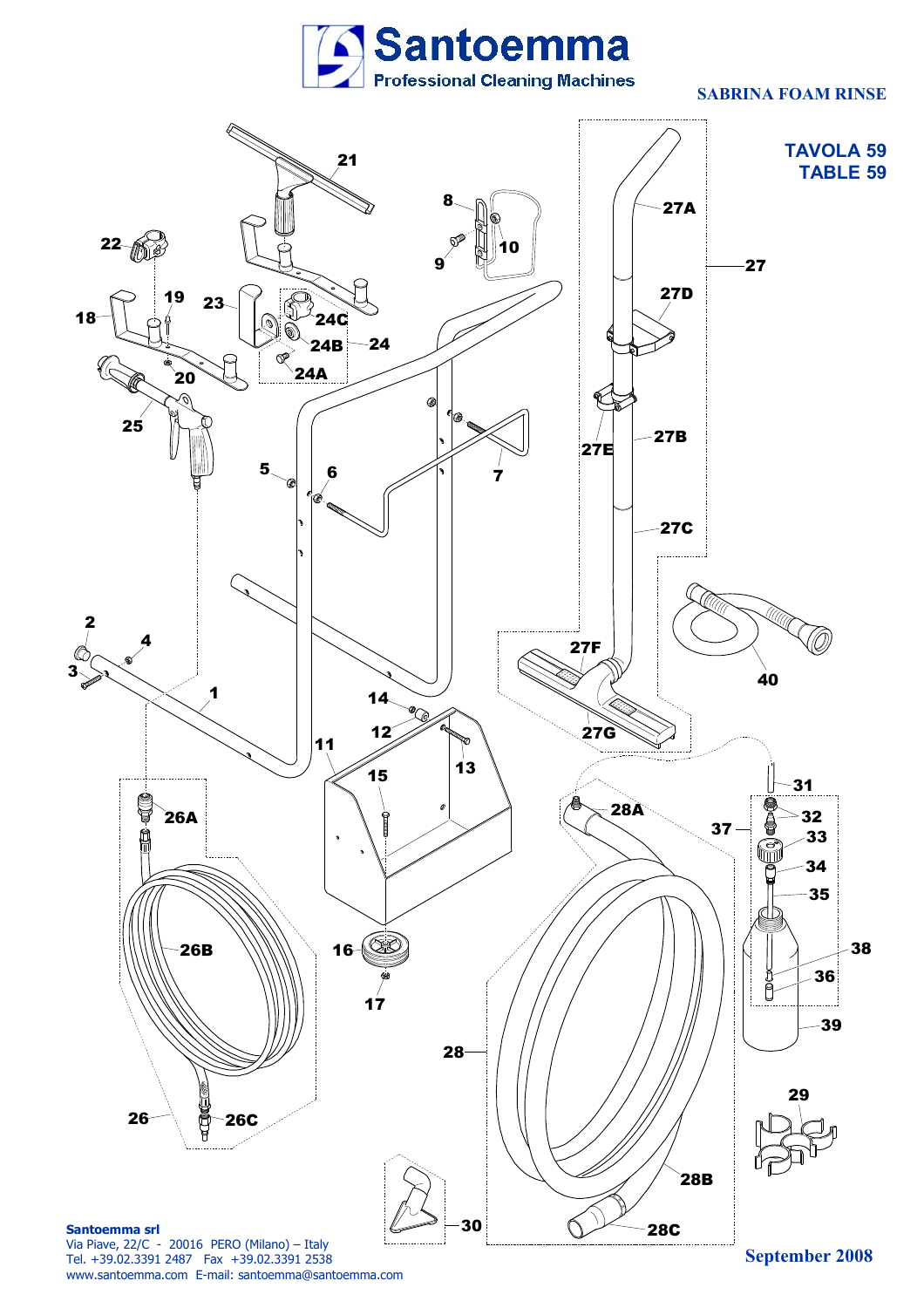# Santoemma

Professional Cleaning Machines

SABRINA FOAM RINSE

TAVOLA 59
TABLE 59

21, 22, 8, 9, 10, 27A, 27, 18, 19, 23, 24C, 24B, 24, 24A, 20, 27D, 25, 27E, 27B, 5, 6, 7, 27C, 2, 4, 3, 1, 27F, 40, 14, 12, 13, 11, 27G, 15, 31, 26A, 28A, 37, 32, 33, 34, 35, 26B, 16, 38, 36, 17, 39, 28, 26, 26C, 29, 28B, 30, 28C

**Santoemma srl**
Via Piave, 22/C - 20016 PERO (Milano) – Italy
Tel. +39.02.3391 2487 Fax +39.02.3391 2538
www.santoemma.com E-mail: santoemma@santoemma.com

September 2008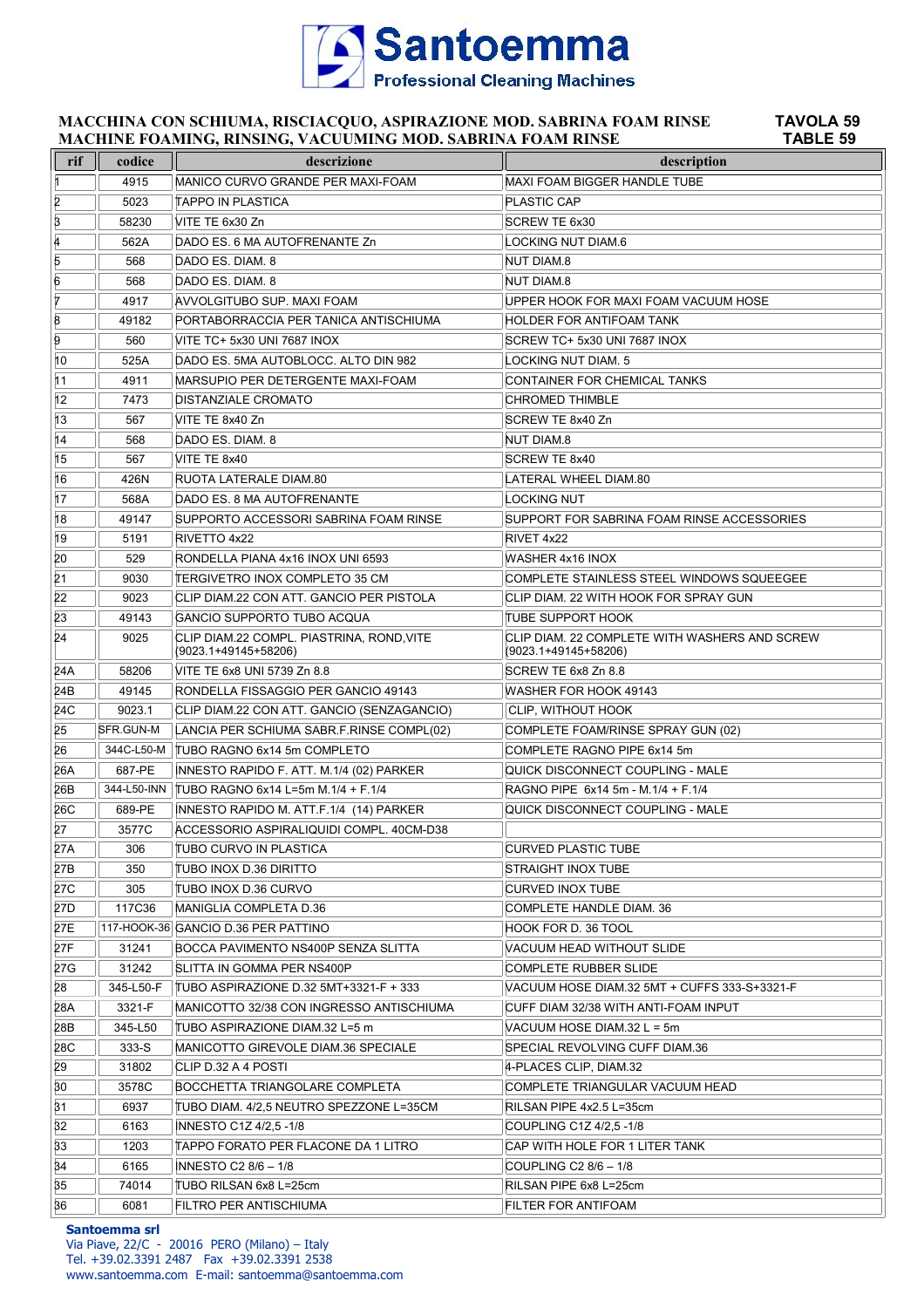# Santoemma
**Professional Cleaning Machines**

**MACCHINA CON SCHIUMA, RISCIACQUO, ASPIRAZIONE MOD. SABRINA FOAM RINSE** — **TAVOLA 59**
**MACHINE FOAMING, RINSING, VACUUMING MOD. SABRINA FOAM RINSE** — **TABLE 59**

| rif | codice | descrizione | description |
|---|---|---|---|
| 1 | 4915 | MANICO CURVO GRANDE PER MAXI-FOAM | MAXI FOAM BIGGER HANDLE TUBE |
| 2 | 5023 | TAPPO IN PLASTICA | PLASTIC CAP |
| 3 | 58230 | VITE TE 6x30 Zn | SCREW TE 6x30 |
| 4 | 562A | DADO ES. 6 MA AUTOFRENANTE Zn | LOCKING NUT DIAM.6 |
| 5 | 568 | DADO ES. DIAM. 8 | NUT DIAM.8 |
| 6 | 568 | DADO ES. DIAM. 8 | NUT DIAM.8 |
| 7 | 4917 | AVVOLGITUBO SUP. MAXI FOAM | UPPER HOOK FOR MAXI FOAM VACUUM HOSE |
| 8 | 49182 | PORTABORRACCIA PER TANICA ANTISCHIUMA | HOLDER FOR ANTIFOAM TANK |
| 9 | 560 | VITE TC+ 5x30 UNI 7687 INOX | SCREW TC+ 5x30 UNI 7687 INOX |
| 10 | 525A | DADO ES. 5MA AUTOBLOCC. ALTO DIN 982 | LOCKING NUT DIAM. 5 |
| 11 | 4911 | MARSUPIO PER DETERGENTE MAXI-FOAM | CONTAINER FOR CHEMICAL TANKS |
| 12 | 7473 | DISTANZIALE CROMATO | CHROMED THIMBLE |
| 13 | 567 | VITE TE 8x40 Zn | SCREW TE 8x40 Zn |
| 14 | 568 | DADO ES. DIAM. 8 | NUT DIAM.8 |
| 15 | 567 | VITE TE 8x40 | SCREW TE 8x40 |
| 16 | 426N | RUOTA LATERALE DIAM.80 | LATERAL WHEEL DIAM.80 |
| 17 | 568A | DADO ES. 8 MA AUTOFRENANTE | LOCKING NUT |
| 18 | 49147 | SUPPORTO ACCESSORI SABRINA FOAM RINSE | SUPPORT FOR SABRINA FOAM RINSE ACCESSORIES |
| 19 | 5191 | RIVETTO 4x22 | RIVET 4x22 |
| 20 | 529 | RONDELLA PIANA 4x16 INOX UNI 6593 | WASHER 4x16 INOX |
| 21 | 9030 | TERGIVETRO INOX COMPLETO 35 CM | COMPLETE STAINLESS STEEL WINDOWS SQUEEGEE |
| 22 | 9023 | CLIP DIAM.22 CON ATT. GANCIO PER PISTOLA | CLIP DIAM. 22 WITH HOOK FOR SPRAY GUN |
| 23 | 49143 | GANCIO SUPPORTO TUBO ACQUA | TUBE SUPPORT HOOK |
| 24 | 9025 | CLIP DIAM.22 COMPL. PIASTRINA, ROND,VITE (9023.1+49145+58206) | CLIP DIAM. 22 COMPLETE WITH WASHERS AND SCREW (9023.1+49145+58206) |
| 24A | 58206 | VITE TE 6x8 UNI 5739 Zn 8.8 | SCREW TE 6x8 Zn 8.8 |
| 24B | 49145 | RONDELLA FISSAGGIO PER GANCIO 49143 | WASHER FOR HOOK 49143 |
| 24C | 9023.1 | CLIP DIAM.22 CON ATT. GANCIO (SENZAGANCIO) | CLIP, WITHOUT HOOK |
| 25 | SFR.GUN-M | LANCIA PER SCHIUMA SABR.F.RINSE COMPL(02) | COMPLETE FOAM/RINSE SPRAY GUN (02) |
| 26 | 344C-L50-M | TUBO RAGNO 6x14 5m COMPLETO | COMPLETE RAGNO PIPE 6x14 5m |
| 26A | 687-PE | INNESTO RAPIDO F. ATT. M.1/4 (02) PARKER | QUICK DISCONNECT COUPLING - MALE |
| 26B | 344-L50-INN | TUBO RAGNO 6x14 L=5m M.1/4 + F.1/4 | RAGNO PIPE 6x14 5m - M.1/4 + F.1/4 |
| 26C | 689-PE | INNESTO RAPIDO M. ATT.F.1/4 (14) PARKER | QUICK DISCONNECT COUPLING - MALE |
| 27 | 3577C | ACCESSORIO ASPIRALIQUIDI COMPL. 40CM-D38 | |
| 27A | 306 | TUBO CURVO IN PLASTICA | CURVED PLASTIC TUBE |
| 27B | 350 | TUBO INOX D.36 DIRITTO | STRAIGHT INOX TUBE |
| 27C | 305 | TUBO INOX D.36 CURVO | CURVED INOX TUBE |
| 27D | 117C36 | MANIGLIA COMPLETA D.36 | COMPLETE HANDLE DIAM. 36 |
| 27E | 117-HOOK-36 | GANCIO D.36 PER PATTINO | HOOK FOR D. 36 TOOL |
| 27F | 31241 | BOCCA PAVIMENTO NS400P SENZA SLITTA | VACUUM HEAD WITHOUT SLIDE |
| 27G | 31242 | SLITTA IN GOMMA PER NS400P | COMPLETE RUBBER SLIDE |
| 28 | 345-L50-F | TUBO ASPIRAZIONE D.32 5MT+3321-F + 333 | VACUUM HOSE DIAM.32 5MT + CUFFS 333-S+3321-F |
| 28A | 3321-F | MANICOTTO 32/38 CON INGRESSO ANTISCHIUMA | CUFF DIAM 32/38 WITH ANTI-FOAM INPUT |
| 28B | 345-L50 | TUBO ASPIRAZIONE DIAM.32 L=5 m | VACUUM HOSE DIAM.32 L = 5m |
| 28C | 333-S | MANICOTTO GIREVOLE DIAM.36 SPECIALE | SPECIAL REVOLVING CUFF DIAM.36 |
| 29 | 31802 | CLIP D.32 A 4 POSTI | 4-PLACES CLIP, DIAM.32 |
| 30 | 3578C | BOCCHETTA TRIANGOLARE COMPLETA | COMPLETE TRIANGULAR VACUUM HEAD |
| 31 | 6937 | TUBO DIAM. 4/2,5 NEUTRO SPEZZONE L=35CM | RILSAN PIPE 4x2.5 L=35cm |
| 32 | 6163 | INNESTO C1Z 4/2,5 -1/8 | COUPLING C1Z 4/2,5 -1/8 |
| 33 | 1203 | TAPPO FORATO PER FLACONE DA 1 LITRO | CAP WITH HOLE FOR 1 LITER TANK |
| 34 | 6165 | INNESTO C2 8/6 – 1/8 | COUPLING C2 8/6 – 1/8 |
| 35 | 74014 | TUBO RILSAN 6x8 L=25cm | RILSAN PIPE 6x8 L=25cm |
| 36 | 6081 | FILTRO PER ANTISCHIUMA | FILTER FOR ANTIFOAM |

**Santoemma srl**
Via Piave, 22/C - 20016 PERO (Milano) – Italy
Tel. +39.02.3391 2487 Fax +39.02.3391 2538
www.santoemma.com E-mail: santoemma@santoemma.com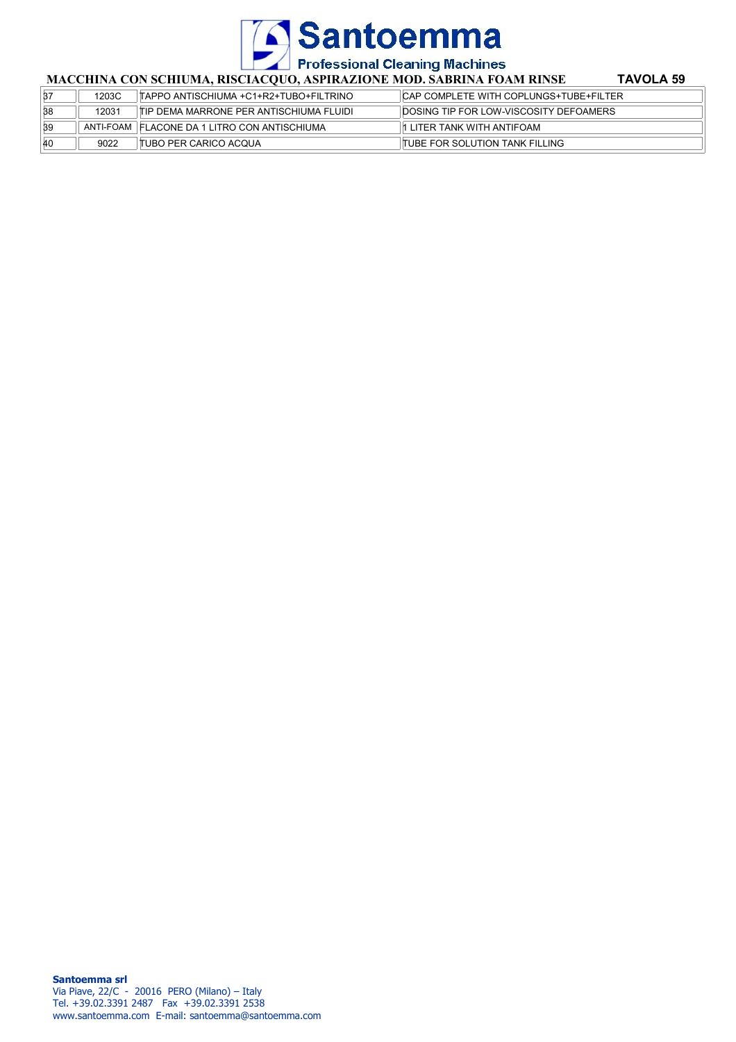# MACCHINA CON SCHIUMA, RISCIACQUO, ASPIRAZIONE MOD. SABRINA FOAM RINSE

**TAVOLA 59**

| | | | |
|---|---|---|---|
| 37 | 1203C | TAPPO ANTISCHIUMA +C1+R2+TUBO+FILTRINO | CAP COMPLETE WITH COPLUNGS+TUBE+FILTER |
| 38 | 12031 | TIP DEMA MARRONE PER ANTISCHIUMA FLUIDI | DOSING TIP FOR LOW-VISCOSITY DEFOAMERS |
| 39 | ANTI-FOAM | FLACONE DA 1 LITRO CON ANTISCHIUMA | 1 LITER TANK WITH ANTIFOAM |
| 40 | 9022 | TUBO PER CARICO ACQUA | TUBE FOR SOLUTION TANK FILLING |

**Santoemma srl**
Via Piave, 22/C - 20016 PERO (Milano) – Italy
Tel. +39.02.3391 2487 Fax +39.02.3391 2538
www.santoemma.com E-mail: santoemma@santoemma.com